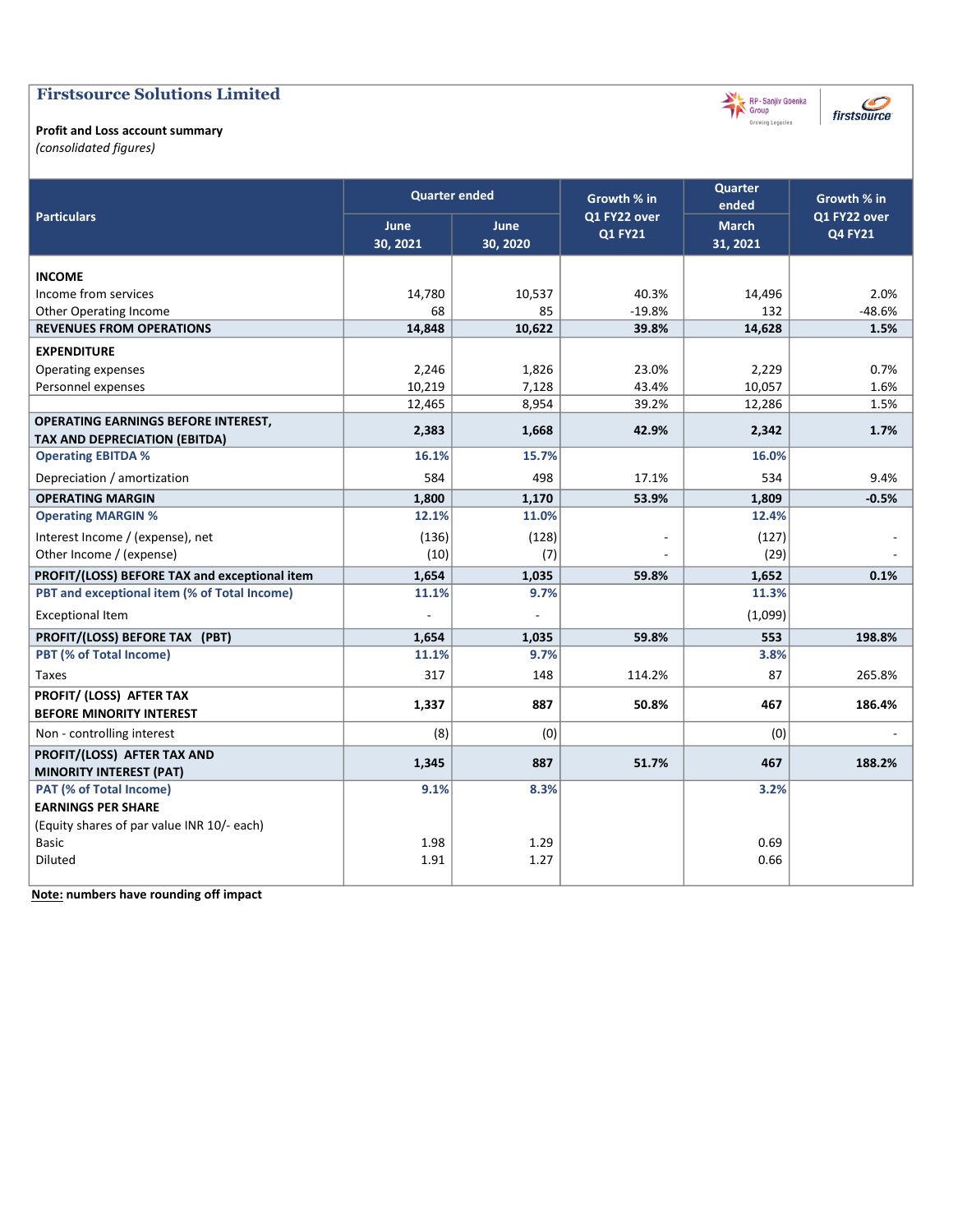# Firstsource Solutions Limited

**Profit and Loss account summary**

*(consolidated figures)*

| Particulars | Quarter ended | | Growth % in Q1 FY22 over Q1 FY21 | Quarter ended | Growth % in Q1 FY22 over Q4 FY21 |
|---|---|---|---|---|---|
| | June 30, 2021 | June 30, 2020 | | March 31, 2021 | |
| **INCOME** | | | | | |
| Income from services | 14,780 | 10,537 | 40.3% | 14,496 | 2.0% |
| Other Operating Income | 68 | 85 | -19.8% | 132 | -48.6% |
| **REVENUES FROM OPERATIONS** | **14,848** | **10,622** | **39.8%** | **14,628** | **1.5%** |
| **EXPENDITURE** | | | | | |
| Operating expenses | 2,246 | 1,826 | 23.0% | 2,229 | 0.7% |
| Personnel expenses | 10,219 | 7,128 | 43.4% | 10,057 | 1.6% |
| | 12,465 | 8,954 | 39.2% | 12,286 | 1.5% |
| **OPERATING EARNINGS BEFORE INTEREST, TAX AND DEPRECIATION (EBITDA)** | **2,383** | **1,668** | **42.9%** | **2,342** | **1.7%** |
| **Operating EBITDA %** | **16.1%** | **15.7%** | | **16.0%** | |
| Depreciation / amortization | 584 | 498 | 17.1% | 534 | 9.4% |
| **OPERATING MARGIN** | **1,800** | **1,170** | **53.9%** | **1,809** | **-0.5%** |
| **Operating MARGIN %** | **12.1%** | **11.0%** | | **12.4%** | |
| Interest Income / (expense), net | (136) | (128) | - | (127) | - |
| Other Income / (expense) | (10) | (7) | - | (29) | - |
| **PROFIT/(LOSS) BEFORE TAX and exceptional item** | **1,654** | **1,035** | **59.8%** | **1,652** | **0.1%** |
| **PBT and exceptional item (% of Total Income)** | **11.1%** | **9.7%** | | **11.3%** | |
| Exceptional Item | - | - | | (1,099) | |
| **PROFIT/(LOSS) BEFORE TAX (PBT)** | **1,654** | **1,035** | **59.8%** | **553** | **198.8%** |
| **PBT (% of Total Income)** | **11.1%** | **9.7%** | | **3.8%** | |
| Taxes | 317 | 148 | 114.2% | 87 | 265.8% |
| **PROFIT/ (LOSS) AFTER TAX BEFORE MINORITY INTEREST** | **1,337** | **887** | **50.8%** | **467** | **186.4%** |
| Non - controlling interest | (8) | (0) | | (0) | - |
| **PROFIT/(LOSS) AFTER TAX AND MINORITY INTEREST (PAT)** | **1,345** | **887** | **51.7%** | **467** | **188.2%** |
| **PAT (% of Total Income)** | **9.1%** | **8.3%** | | **3.2%** | |
| **EARNINGS PER SHARE** | | | | | |
| (Equity shares of par value INR 10/- each) | | | | | |
| Basic | 1.98 | 1.29 | | 0.69 | |
| Diluted | 1.91 | 1.27 | | 0.66 | |

**Note: numbers have rounding off impact**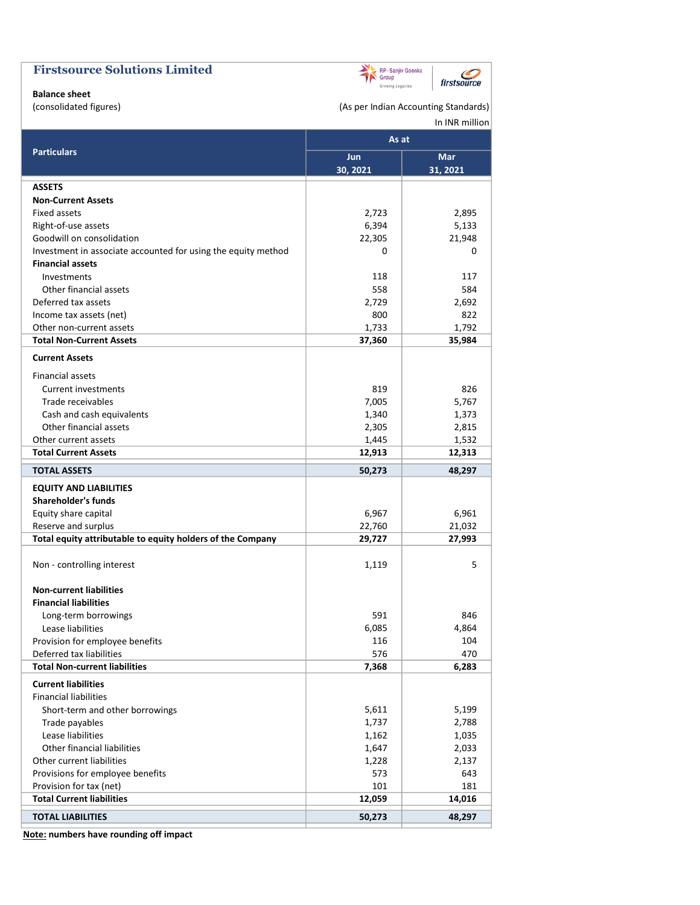## Firstsource Solutions Limited

**Balance sheet**

(consolidated figures)

(As per Indian Accounting Standards)

In INR million

| Particulars | As at | |
|---|---|---|
| | Jun 30, 2021 | Mar 31, 2021 |
| **ASSETS** | | |
| **Non-Current Assets** | | |
| Fixed assets | 2,723 | 2,895 |
| Right-of-use assets | 6,394 | 5,133 |
| Goodwill on consolidation | 22,305 | 21,948 |
| Investment in associate accounted for using the equity method | 0 | 0 |
| **Financial assets** | | |
| Investments | 118 | 117 |
| Other financial assets | 558 | 584 |
| Deferred tax assets | 2,729 | 2,692 |
| Income tax assets (net) | 800 | 822 |
| Other non-current assets | 1,733 | 1,792 |
| **Total Non-Current Assets** | **37,360** | **35,984** |
| **Current Assets** | | |
| Financial assets | | |
| Current investments | 819 | 826 |
| Trade receivables | 7,005 | 5,767 |
| Cash and cash equivalents | 1,340 | 1,373 |
| Other financial assets | 2,305 | 2,815 |
| Other current assets | 1,445 | 1,532 |
| **Total Current Assets** | **12,913** | **12,313** |
| **TOTAL ASSETS** | **50,273** | **48,297** |
| **EQUITY AND LIABILITIES** | | |
| **Shareholder's funds** | | |
| Equity share capital | 6,967 | 6,961 |
| Reserve and surplus | 22,760 | 21,032 |
| **Total equity attributable to equity holders of the Company** | **29,727** | **27,993** |
| Non - controlling interest | 1,119 | 5 |
| **Non-current liabilities** | | |
| **Financial liabilities** | | |
| Long-term borrowings | 591 | 846 |
| Lease liabilities | 6,085 | 4,864 |
| Provision for employee benefits | 116 | 104 |
| Deferred tax liabilities | 576 | 470 |
| **Total Non-current liabilities** | **7,368** | **6,283** |
| **Current liabilities** | | |
| Financial liabilities | | |
| Short-term and other borrowings | 5,611 | 5,199 |
| Trade payables | 1,737 | 2,788 |
| Lease liabilities | 1,162 | 1,035 |
| Other financial liabilities | 1,647 | 2,033 |
| Other current liabilities | 1,228 | 2,137 |
| Provisions for employee benefits | 573 | 643 |
| Provision for tax (net) | 101 | 181 |
| **Total Current liabilities** | **12,059** | **14,016** |
| **TOTAL LIABILITIES** | **50,273** | **48,297** |

**Note: numbers have rounding off impact**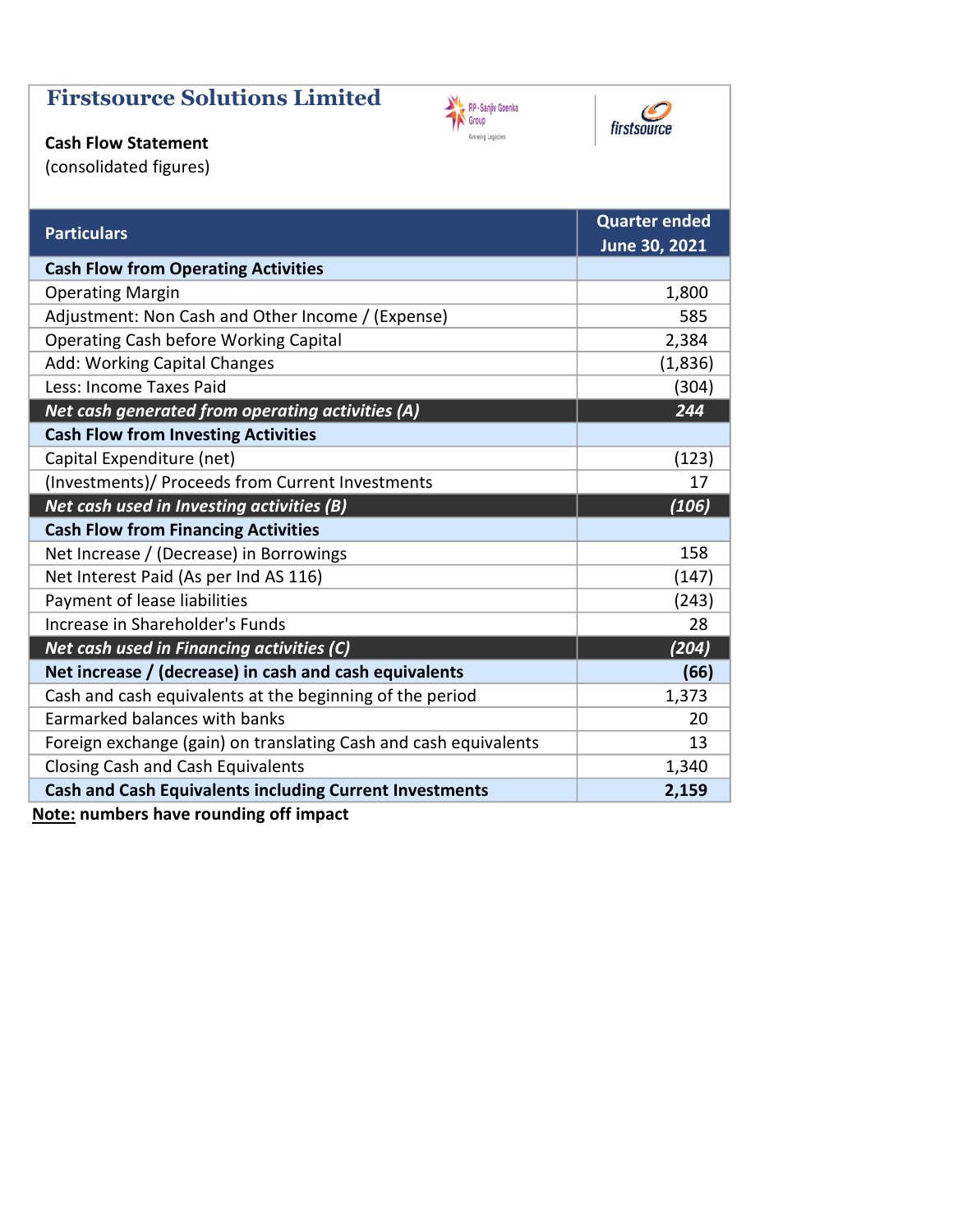# Firstsource Solutions Limited

**Cash Flow Statement**

(consolidated figures)

| Particulars | Quarter ended June 30, 2021 |
|---|---|
| **Cash Flow from Operating Activities** | |
| Operating Margin | 1,800 |
| Adjustment: Non Cash and Other Income / (Expense) | 585 |
| Operating Cash before Working Capital | 2,384 |
| Add: Working Capital Changes | (1,836) |
| Less: Income Taxes Paid | (304) |
| ***Net cash generated from operating activities (A)*** | ***244*** |
| **Cash Flow from Investing Activities** | |
| Capital Expenditure (net) | (123) |
| (Investments)/ Proceeds from Current Investments | 17 |
| ***Net cash used in Investing activities (B)*** | ***(106)*** |
| **Cash Flow from Financing Activities** | |
| Net Increase / (Decrease) in Borrowings | 158 |
| Net Interest Paid (As per Ind AS 116) | (147) |
| Payment of lease liabilities | (243) |
| Increase in Shareholder's Funds | 28 |
| ***Net cash used in Financing activities (C)*** | ***(204)*** |
| **Net increase / (decrease) in cash and cash equivalents** | **(66)** |
| Cash and cash equivalents at the beginning of the period | 1,373 |
| Earmarked balances with banks | 20 |
| Foreign exchange (gain) on translating Cash and cash equivalents | 13 |
| Closing Cash and Cash Equivalents | 1,340 |
| **Cash and Cash Equivalents including Current Investments** | **2,159** |

**Note: numbers have rounding off impact**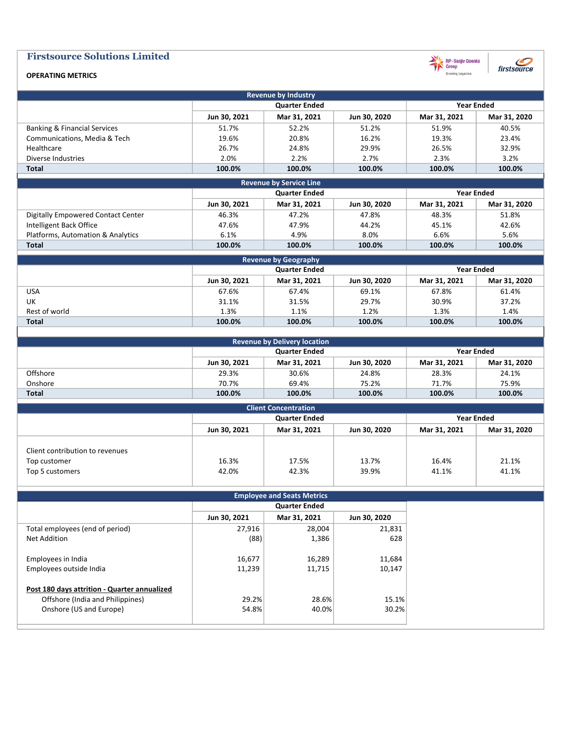# Firstsource Solutions Limited

**OPERATING METRICS**

**Revenue by Industry**

| | Quarter Ended | | | Year Ended | |
|---|---|---|---|---|---|
| | Jun 30, 2021 | Mar 31, 2021 | Jun 30, 2020 | Mar 31, 2021 | Mar 31, 2020 |
| Banking & Financial Services | 51.7% | 52.2% | 51.2% | 51.9% | 40.5% |
| Communications, Media & Tech | 19.6% | 20.8% | 16.2% | 19.3% | 23.4% |
| Healthcare | 26.7% | 24.8% | 29.9% | 26.5% | 32.9% |
| Diverse Industries | 2.0% | 2.2% | 2.7% | 2.3% | 3.2% |
| **Total** | **100.0%** | **100.0%** | **100.0%** | **100.0%** | **100.0%** |

**Revenue by Service Line**

| | Quarter Ended | | | Year Ended | |
|---|---|---|---|---|---|
| | Jun 30, 2021 | Mar 31, 2021 | Jun 30, 2020 | Mar 31, 2021 | Mar 31, 2020 |
| Digitally Empowered Contact Center | 46.3% | 47.2% | 47.8% | 48.3% | 51.8% |
| Intelligent Back Office | 47.6% | 47.9% | 44.2% | 45.1% | 42.6% |
| Platforms, Automation & Analytics | 6.1% | 4.9% | 8.0% | 6.6% | 5.6% |
| **Total** | **100.0%** | **100.0%** | **100.0%** | **100.0%** | **100.0%** |

**Revenue by Geography**

| | Quarter Ended | | | Year Ended | |
|---|---|---|---|---|---|
| | Jun 30, 2021 | Mar 31, 2021 | Jun 30, 2020 | Mar 31, 2021 | Mar 31, 2020 |
| USA | 67.6% | 67.4% | 69.1% | 67.8% | 61.4% |
| UK | 31.1% | 31.5% | 29.7% | 30.9% | 37.2% |
| Rest of world | 1.3% | 1.1% | 1.2% | 1.3% | 1.4% |
| **Total** | **100.0%** | **100.0%** | **100.0%** | **100.0%** | **100.0%** |

**Revenue by Delivery location**

| | Quarter Ended | | | Year Ended | |
|---|---|---|---|---|---|
| | Jun 30, 2021 | Mar 31, 2021 | Jun 30, 2020 | Mar 31, 2021 | Mar 31, 2020 |
| Offshore | 29.3% | 30.6% | 24.8% | 28.3% | 24.1% |
| Onshore | 70.7% | 69.4% | 75.2% | 71.7% | 75.9% |
| **Total** | **100.0%** | **100.0%** | **100.0%** | **100.0%** | **100.0%** |

**Client Concentration**

| | Quarter Ended | | | Year Ended | |
|---|---|---|---|---|---|
| | Jun 30, 2021 | Mar 31, 2021 | Jun 30, 2020 | Mar 31, 2021 | Mar 31, 2020 |
| Client contribution to revenues | | | | | |
| Top customer | 16.3% | 17.5% | 13.7% | 16.4% | 21.1% |
| Top 5 customers | 42.0% | 42.3% | 39.9% | 41.1% | 41.1% |

**Employee and Seats Metrics**

| | Quarter Ended | | |
|---|---|---|---|
| | Jun 30, 2021 | Mar 31, 2021 | Jun 30, 2020 |
| Total employees (end of period) | 27,916 | 28,004 | 21,831 |
| Net Addition | (88) | 1,386 | 628 |
| Employees in India | 16,677 | 16,289 | 11,684 |
| Employees outside India | 11,239 | 11,715 | 10,147 |
| **Post 180 days attrition - Quarter annualized** | | | |
| Offshore (India and Philippines) | 29.2% | 28.6% | 15.1% |
| Onshore (US and Europe) | 54.8% | 40.0% | 30.2% |